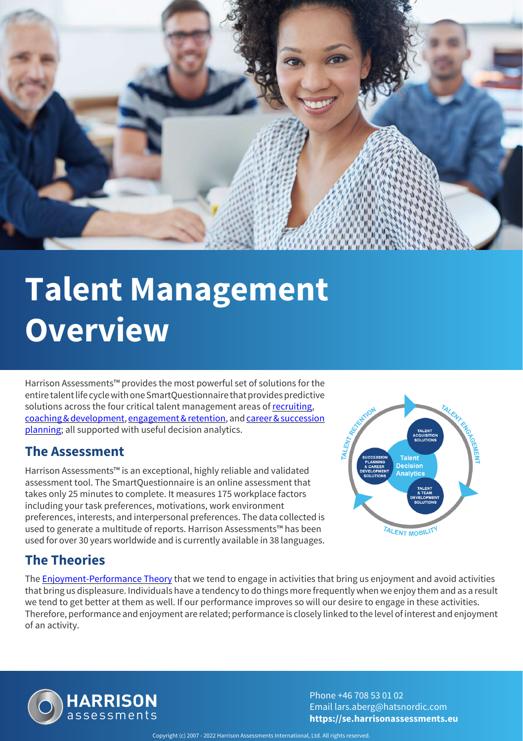# Talent Management Overview

Harrison Assessments™ provides the most powerful set of solutions for the entire talent life cycle with one SmartQuestionnaire that provides predictive solutions across the four critical talent management areas of recruiting, coaching & development, engagement & retention, and career & succession planning; all supported with useful decision analytics.

## The Assessment

Harrison Assessments™ is an exceptional, highly reliable and validated assessment tool. The SmartQuestionnaire is an online assessment that takes only 25 minutes to complete. It measures 175 workplace factors including your task preferences, motivations, work environment preferences, interests, and interpersonal preferences. The data collected is used to generate a multitude of reports. Harrison Assessments™ has been used for over 30 years worldwide and is currently available in 38 languages.

TALENT RETENTION
TALENT ENGAGEMENT
TALENT MOBILITY
TALENT ACQUISITION SOLUTIONS
SUCCESSION PLANNING & CAREER DEVELOPMENT SOLUTIONS
Talent Decision Analytics
TALENT & TEAM DEVELOPMENT SOLUTIONS

## The Theories

The Enjoyment-Performance Theory that we tend to engage in activities that bring us enjoyment and avoid activities that bring us displeasure. Individuals have a tendency to do things more frequently when we enjoy them and as a result we tend to get better at them as well. If our performance improves so will our desire to engage in these activities. Therefore, performance and enjoyment are related; performance is closely linked to the level of interest and enjoyment of an activity.

HARRISON assessments

Phone +46 708 53 01 02
Email lars.aberg@hatsnordic.com
**https://se.harrisonassessments.eu**

Copyright (c) 2007 - 2022 Harrison Assessments International, Ltd. All rights reserved.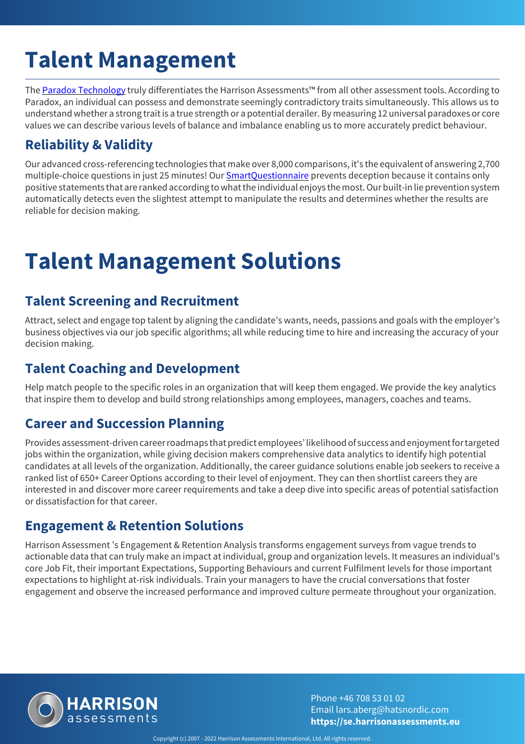# Talent Management

The Paradox Technology truly differentiates the Harrison Assessments™ from all other assessment tools. According to Paradox, an individual can possess and demonstrate seemingly contradictory traits simultaneously. This allows us to understand whether a strong trait is a true strength or a potential derailer. By measuring 12 universal paradoxes or core values we can describe various levels of balance and imbalance enabling us to more accurately predict behaviour.

## Reliability & Validity

Our advanced cross-referencing technologies that make over 8,000 comparisons, it's the equivalent of answering 2,700 multiple-choice questions in just 25 minutes! Our SmartQuestionnaire prevents deception because it contains only positive statements that are ranked according to what the individual enjoys the most. Our built-in lie prevention system automatically detects even the slightest attempt to manipulate the results and determines whether the results are reliable for decision making.

# Talent Management Solutions

## Talent Screening and Recruitment

Attract, select and engage top talent by aligning the candidate's wants, needs, passions and goals with the employer's business objectives via our job specific algorithms; all while reducing time to hire and increasing the accuracy of your decision making.

## Talent Coaching and Development

Help match people to the specific roles in an organization that will keep them engaged. We provide the key analytics that inspire them to develop and build strong relationships among employees, managers, coaches and teams.

## Career and Succession Planning

Provides assessment-driven career roadmaps that predict employees' likelihood of success and enjoyment for targeted jobs within the organization, while giving decision makers comprehensive data analytics to identify high potential candidates at all levels of the organization. Additionally, the career guidance solutions enable job seekers to receive a ranked list of 650+ Career Options according to their level of enjoyment. They can then shortlist careers they are interested in and discover more career requirements and take a deep dive into specific areas of potential satisfaction or dissatisfaction for that career.

## Engagement & Retention Solutions

Harrison Assessment 's Engagement & Retention Analysis transforms engagement surveys from vague trends to actionable data that can truly make an impact at individual, group and organization levels. It measures an individual's core Job Fit, their important Expectations, Supporting Behaviours and current Fulfilment levels for those important expectations to highlight at-risk individuals. Train your managers to have the crucial conversations that foster engagement and observe the increased performance and improved culture permeate throughout your organization.

HARRISON assessments

Phone +46 708 53 01 02
Email lars.aberg@hatsnordic.com
**https://se.harrisonassessments.eu**

Copyright (c) 2007 - 2022 Harrison Assessments International, Ltd. All rights reserved.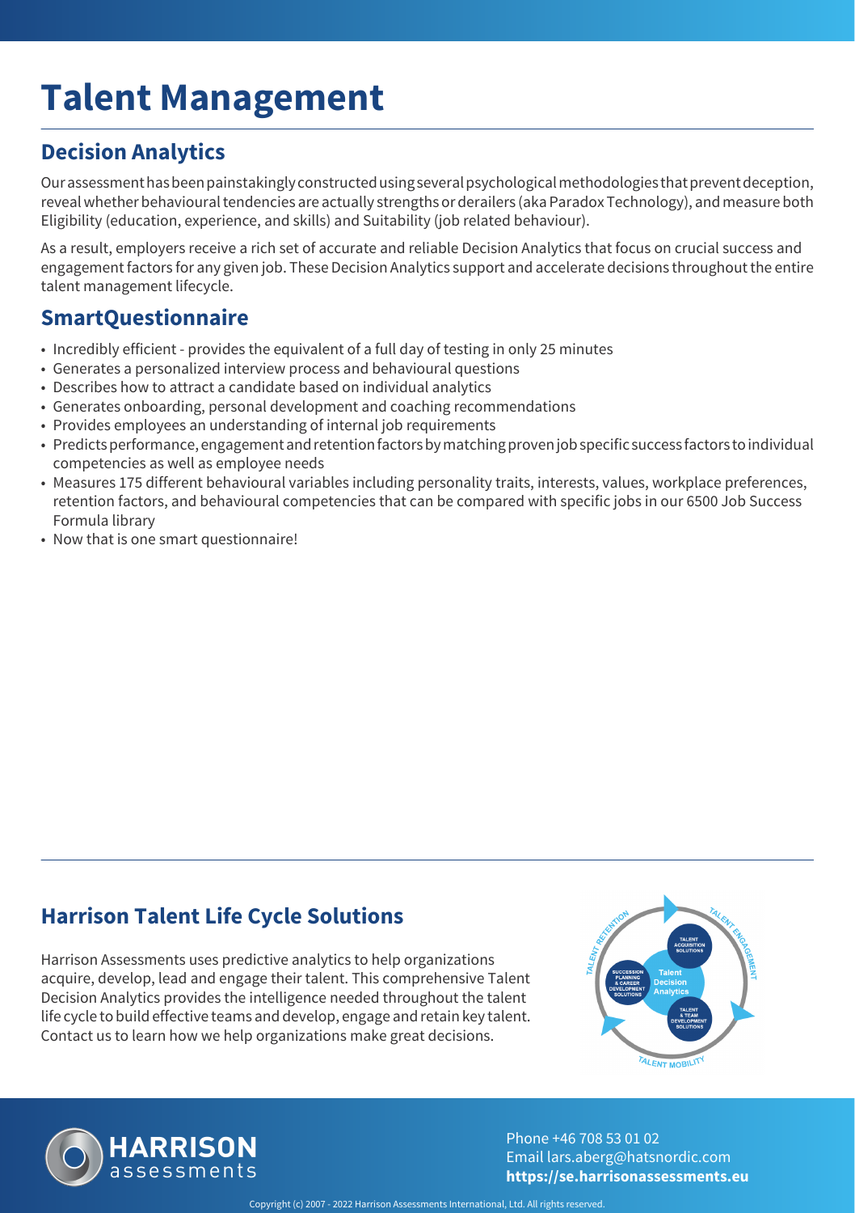# Talent Management

## Decision Analytics

Our assessment has been painstakingly constructed using several psychological methodologies that prevent deception, reveal whether behavioural tendencies are actually strengths or derailers (aka Paradox Technology), and measure both Eligibility (education, experience, and skills) and Suitability (job related behaviour).

As a result, employers receive a rich set of accurate and reliable Decision Analytics that focus on crucial success and engagement factors for any given job. These Decision Analytics support and accelerate decisions throughout the entire talent management lifecycle.

## SmartQuestionnaire

- Incredibly efficient - provides the equivalent of a full day of testing in only 25 minutes
- Generates a personalized interview process and behavioural questions
- Describes how to attract a candidate based on individual analytics
- Generates onboarding, personal development and coaching recommendations
- Provides employees an understanding of internal job requirements
- Predicts performance, engagement and retention factors by matching proven job specific success factors to individual competencies as well as employee needs
- Measures 175 different behavioural variables including personality traits, interests, values, workplace preferences, retention factors, and behavioural competencies that can be compared with specific jobs in our 6500 Job Success Formula library
- Now that is one smart questionnaire!

## Harrison Talent Life Cycle Solutions

Harrison Assessments uses predictive analytics to help organizations acquire, develop, lead and engage their talent. This comprehensive Talent Decision Analytics provides the intelligence needed throughout the talent life cycle to build effective teams and develop, engage and retain key talent. Contact us to learn how we help organizations make great decisions.

TALENT RETENTION
TALENT ENGAGEMENT
TALENT MOBILITY
TALENT ACQUISITION SOLUTIONS
Talent Decision Analytics
SUCCESSION PLANNING & CAREER DEVELOPMENT SOLUTIONS
TALENT & TEAM DEVELOPMENT SOLUTIONS

HARRISON assessments

Phone +46 708 53 01 02
Email lars.aberg@hatsnordic.com
**https://se.harrisonassessments.eu**

Copyright (c) 2007 - 2022 Harrison Assessments International, Ltd. All rights reserved.